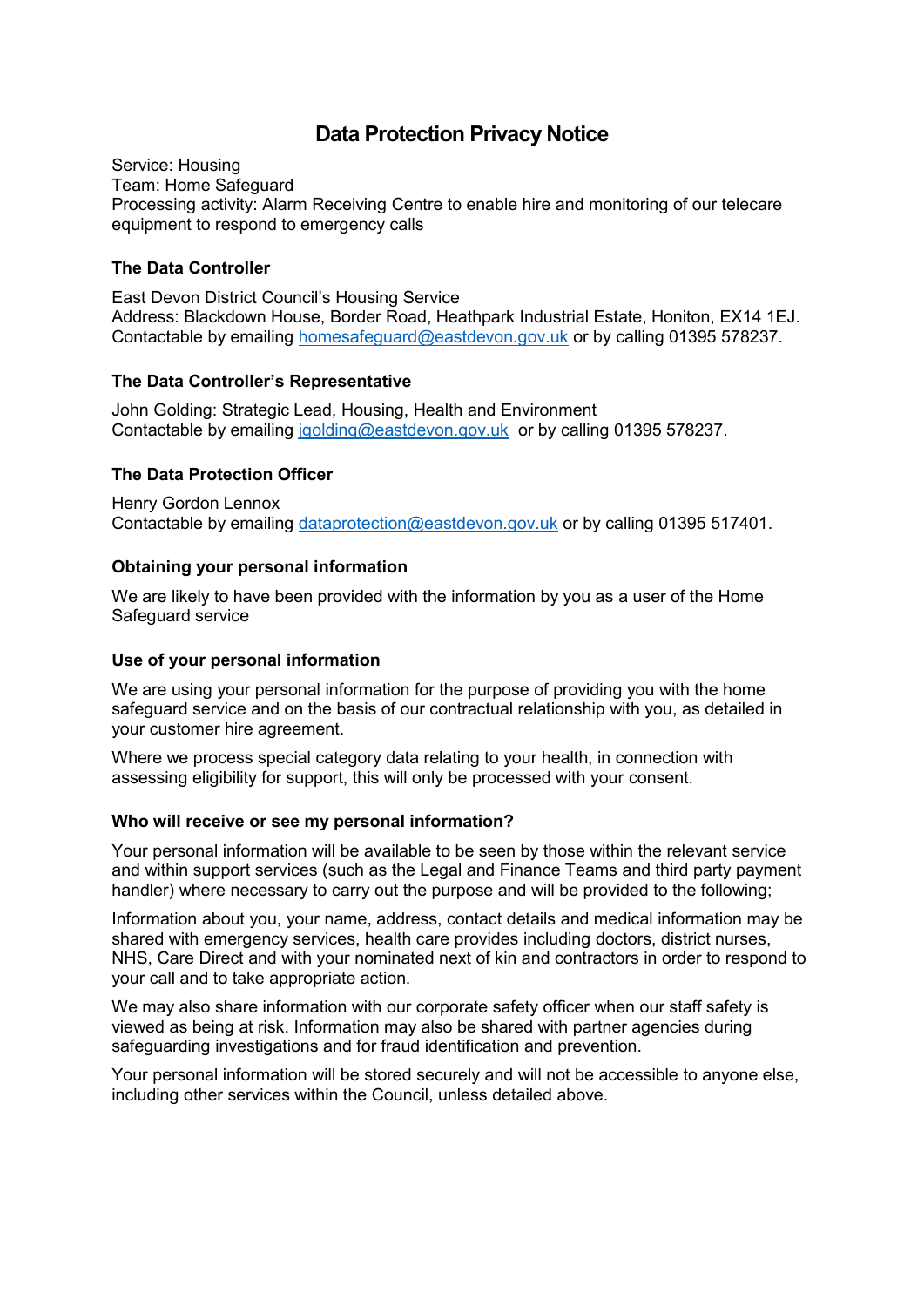# Data Protection Privacy Notice

Service: Housing
Team: Home Safeguard
Processing activity: Alarm Receiving Centre to enable hire and monitoring of our telecare equipment to respond to emergency calls

### The Data Controller

East Devon District Council's Housing Service
Address: Blackdown House, Border Road, Heathpark Industrial Estate, Honiton, EX14 1EJ.
Contactable by emailing homesafeguard@eastdevon.gov.uk or by calling 01395 578237.

### The Data Controller's Representative

John Golding: Strategic Lead, Housing, Health and Environment
Contactable by emailing jgolding@eastdevon.gov.uk or by calling 01395 578237.

### The Data Protection Officer

Henry Gordon Lennox
Contactable by emailing dataprotection@eastdevon.gov.uk or by calling 01395 517401.

### Obtaining your personal information

We are likely to have been provided with the information by you as a user of the Home Safeguard service

### Use of your personal information

We are using your personal information for the purpose of providing you with the home safeguard service and on the basis of our contractual relationship with you, as detailed in your customer hire agreement.

Where we process special category data relating to your health, in connection with assessing eligibility for support, this will only be processed with your consent.

### Who will receive or see my personal information?

Your personal information will be available to be seen by those within the relevant service and within support services (such as the Legal and Finance Teams and third party payment handler) where necessary to carry out the purpose and will be provided to the following;

Information about you, your name, address, contact details and medical information may be shared with emergency services, health care provides including doctors, district nurses, NHS, Care Direct and with your nominated next of kin and contractors in order to respond to your call and to take appropriate action.

We may also share information with our corporate safety officer when our staff safety is viewed as being at risk. Information may also be shared with partner agencies during safeguarding investigations and for fraud identification and prevention.

Your personal information will be stored securely and will not be accessible to anyone else, including other services within the Council, unless detailed above.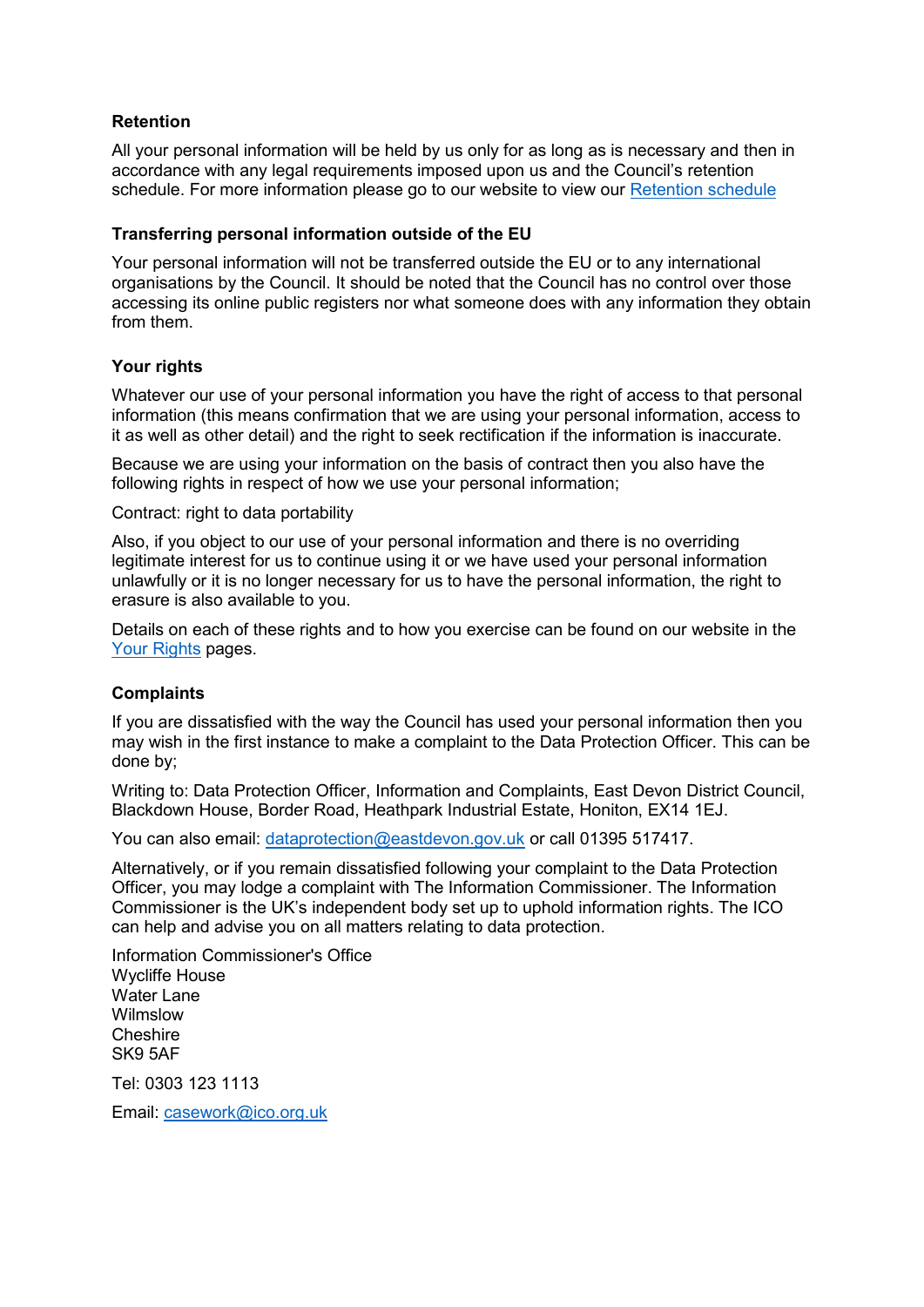### Retention

All your personal information will be held by us only for as long as is necessary and then in accordance with any legal requirements imposed upon us and the Council's retention schedule. For more information please go to our website to view our [Retention schedule]()

### Transferring personal information outside of the EU

Your personal information will not be transferred outside the EU or to any international organisations by the Council. It should be noted that the Council has no control over those accessing its online public registers nor what someone does with any information they obtain from them.

### Your rights

Whatever our use of your personal information you have the right of access to that personal information (this means confirmation that we are using your personal information, access to it as well as other detail) and the right to seek rectification if the information is inaccurate.

Because we are using your information on the basis of contract then you also have the following rights in respect of how we use your personal information;

Contract: right to data portability

Also, if you object to our use of your personal information and there is no overriding legitimate interest for us to continue using it or we have used your personal information unlawfully or it is no longer necessary for us to have the personal information, the right to erasure is also available to you.

Details on each of these rights and to how you exercise can be found on our website in the [Your Rights]() pages.

### Complaints

If you are dissatisfied with the way the Council has used your personal information then you may wish in the first instance to make a complaint to the Data Protection Officer. This can be done by;

Writing to: Data Protection Officer, Information and Complaints, East Devon District Council, Blackdown House, Border Road, Heathpark Industrial Estate, Honiton, EX14 1EJ.

You can also email: dataprotection@eastdevon.gov.uk or call 01395 517417.

Alternatively, or if you remain dissatisfied following your complaint to the Data Protection Officer, you may lodge a complaint with The Information Commissioner. The Information Commissioner is the UK's independent body set up to uphold information rights. The ICO can help and advise you on all matters relating to data protection.

Information Commissioner's Office  
Wycliffe House  
Water Lane  
Wilmslow  
Cheshire  
SK9 5AF

Tel: 0303 123 1113

Email: casework@ico.org.uk